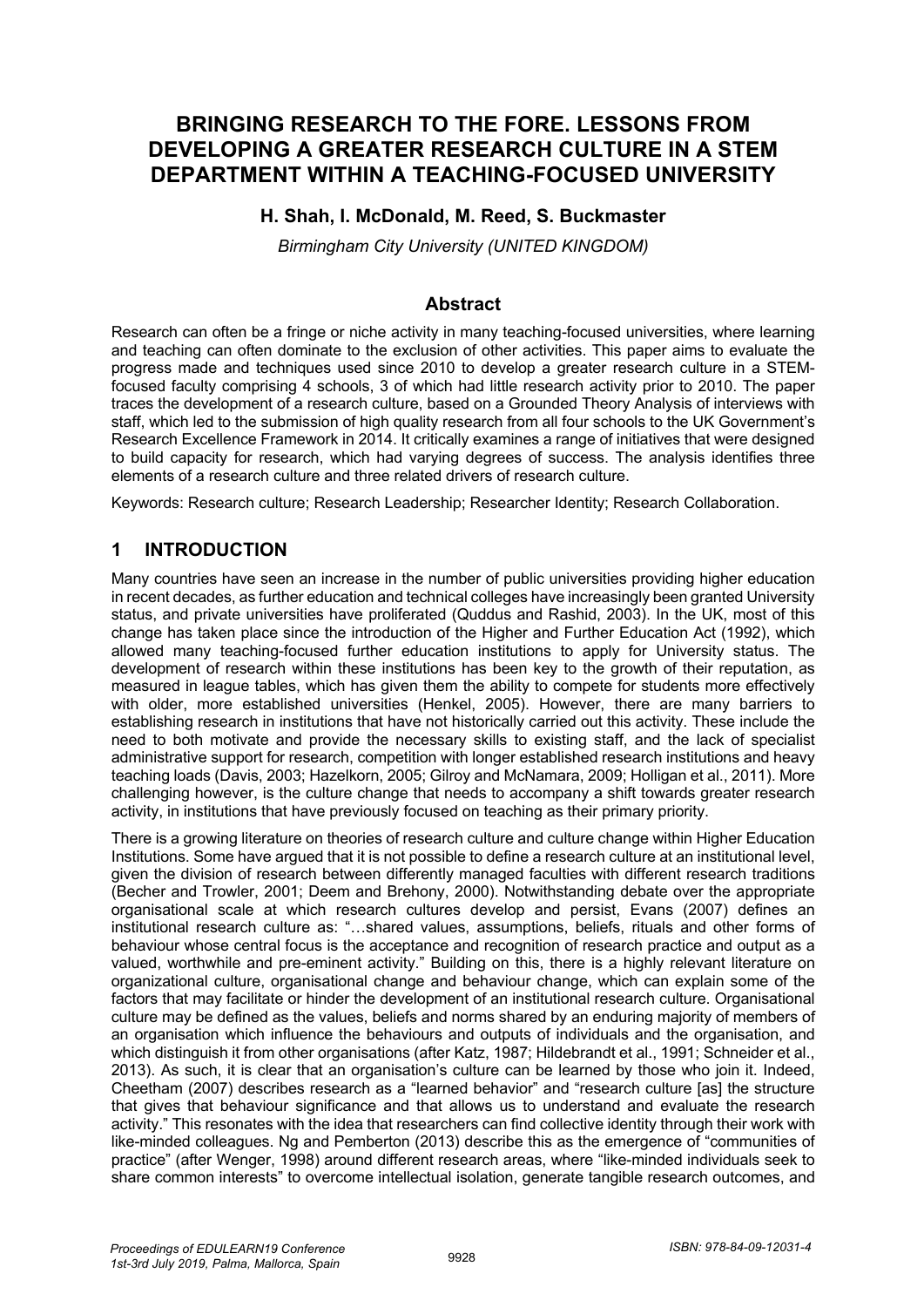# BRINGING RESEARCH TO THE FORE. LESSONS FROM DEVELOPING A GREATER RESEARCH CULTURE IN A STEM DEPARTMENT WITHIN A TEACHING-FOCUSED UNIVERSITY

**H. Shah, I. McDonald, M. Reed, S. Buckmaster**

*Birmingham City University (UNITED KINGDOM)*

## Abstract

Research can often be a fringe or niche activity in many teaching-focused universities, where learning and teaching can often dominate to the exclusion of other activities. This paper aims to evaluate the progress made and techniques used since 2010 to develop a greater research culture in a STEM-focused faculty comprising 4 schools, 3 of which had little research activity prior to 2010. The paper traces the development of a research culture, based on a Grounded Theory Analysis of interviews with staff, which led to the submission of high quality research from all four schools to the UK Government's Research Excellence Framework in 2014. It critically examines a range of initiatives that were designed to build capacity for research, which had varying degrees of success. The analysis identifies three elements of a research culture and three related drivers of research culture.

Keywords: Research culture; Research Leadership; Researcher Identity; Research Collaboration.

## 1 INTRODUCTION

Many countries have seen an increase in the number of public universities providing higher education in recent decades, as further education and technical colleges have increasingly been granted University status, and private universities have proliferated (Quddus and Rashid, 2003). In the UK, most of this change has taken place since the introduction of the Higher and Further Education Act (1992), which allowed many teaching-focused further education institutions to apply for University status. The development of research within these institutions has been key to the growth of their reputation, as measured in league tables, which has given them the ability to compete for students more effectively with older, more established universities (Henkel, 2005). However, there are many barriers to establishing research in institutions that have not historically carried out this activity. These include the need to both motivate and provide the necessary skills to existing staff, and the lack of specialist administrative support for research, competition with longer established research institutions and heavy teaching loads (Davis, 2003; Hazelkorn, 2005; Gilroy and McNamara, 2009; Holligan et al., 2011). More challenging however, is the culture change that needs to accompany a shift towards greater research activity, in institutions that have previously focused on teaching as their primary priority.

There is a growing literature on theories of research culture and culture change within Higher Education Institutions. Some have argued that it is not possible to define a research culture at an institutional level, given the division of research between differently managed faculties with different research traditions (Becher and Trowler, 2001; Deem and Brehony, 2000). Notwithstanding debate over the appropriate organisational scale at which research cultures develop and persist, Evans (2007) defines an institutional research culture as: "…shared values, assumptions, beliefs, rituals and other forms of behaviour whose central focus is the acceptance and recognition of research practice and output as a valued, worthwhile and pre-eminent activity." Building on this, there is a highly relevant literature on organizational culture, organisational change and behaviour change, which can explain some of the factors that may facilitate or hinder the development of an institutional research culture. Organisational culture may be defined as the values, beliefs and norms shared by an enduring majority of members of an organisation which influence the behaviours and outputs of individuals and the organisation, and which distinguish it from other organisations (after Katz, 1987; Hildebrandt et al., 1991; Schneider et al., 2013). As such, it is clear that an organisation's culture can be learned by those who join it. Indeed, Cheetham (2007) describes research as a "learned behavior" and "research culture [as] the structure that gives that behaviour significance and that allows us to understand and evaluate the research activity." This resonates with the idea that researchers can find collective identity through their work with like-minded colleagues. Ng and Pemberton (2013) describe this as the emergence of "communities of practice" (after Wenger, 1998) around different research areas, where "like-minded individuals seek to share common interests" to overcome intellectual isolation, generate tangible research outcomes, and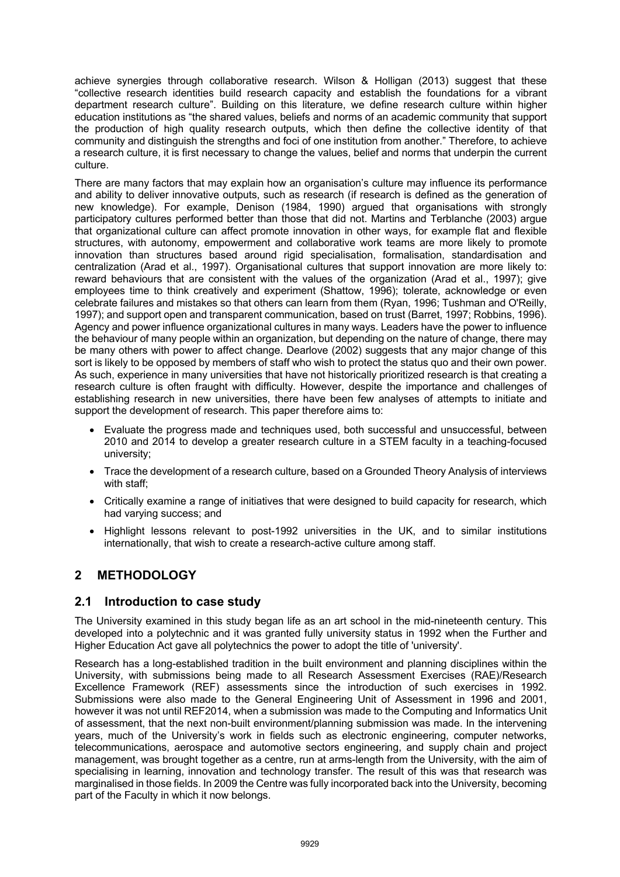achieve synergies through collaborative research. Wilson & Holligan (2013) suggest that these "collective research identities build research capacity and establish the foundations for a vibrant department research culture". Building on this literature, we define research culture within higher education institutions as "the shared values, beliefs and norms of an academic community that support the production of high quality research outputs, which then define the collective identity of that community and distinguish the strengths and foci of one institution from another." Therefore, to achieve a research culture, it is first necessary to change the values, belief and norms that underpin the current culture.

There are many factors that may explain how an organisation's culture may influence its performance and ability to deliver innovative outputs, such as research (if research is defined as the generation of new knowledge). For example, Denison (1984, 1990) argued that organisations with strongly participatory cultures performed better than those that did not. Martins and Terblanche (2003) argue that organizational culture can affect promote innovation in other ways, for example flat and flexible structures, with autonomy, empowerment and collaborative work teams are more likely to promote innovation than structures based around rigid specialisation, formalisation, standardisation and centralization (Arad et al., 1997). Organisational cultures that support innovation are more likely to: reward behaviours that are consistent with the values of the organization (Arad et al., 1997); give employees time to think creatively and experiment (Shattow, 1996); tolerate, acknowledge or even celebrate failures and mistakes so that others can learn from them (Ryan, 1996; Tushman and O'Reilly, 1997); and support open and transparent communication, based on trust (Barret, 1997; Robbins, 1996). Agency and power influence organizational cultures in many ways. Leaders have the power to influence the behaviour of many people within an organization, but depending on the nature of change, there may be many others with power to affect change. Dearlove (2002) suggests that any major change of this sort is likely to be opposed by members of staff who wish to protect the status quo and their own power. As such, experience in many universities that have not historically prioritized research is that creating a research culture is often fraught with difficulty. However, despite the importance and challenges of establishing research in new universities, there have been few analyses of attempts to initiate and support the development of research. This paper therefore aims to:

- Evaluate the progress made and techniques used, both successful and unsuccessful, between 2010 and 2014 to develop a greater research culture in a STEM faculty in a teaching-focused university;
- Trace the development of a research culture, based on a Grounded Theory Analysis of interviews with staff;
- Critically examine a range of initiatives that were designed to build capacity for research, which had varying success; and
- Highlight lessons relevant to post-1992 universities in the UK, and to similar institutions internationally, that wish to create a research-active culture among staff.

## 2 METHODOLOGY

### 2.1 Introduction to case study

The University examined in this study began life as an art school in the mid-nineteenth century. This developed into a polytechnic and it was granted fully university status in 1992 when the Further and Higher Education Act gave all polytechnics the power to adopt the title of 'university'.

Research has a long-established tradition in the built environment and planning disciplines within the University, with submissions being made to all Research Assessment Exercises (RAE)/Research Excellence Framework (REF) assessments since the introduction of such exercises in 1992. Submissions were also made to the General Engineering Unit of Assessment in 1996 and 2001, however it was not until REF2014, when a submission was made to the Computing and Informatics Unit of assessment, that the next non-built environment/planning submission was made. In the intervening years, much of the University's work in fields such as electronic engineering, computer networks, telecommunications, aerospace and automotive sectors engineering, and supply chain and project management, was brought together as a centre, run at arms-length from the University, with the aim of specialising in learning, innovation and technology transfer. The result of this was that research was marginalised in those fields. In 2009 the Centre was fully incorporated back into the University, becoming part of the Faculty in which it now belongs.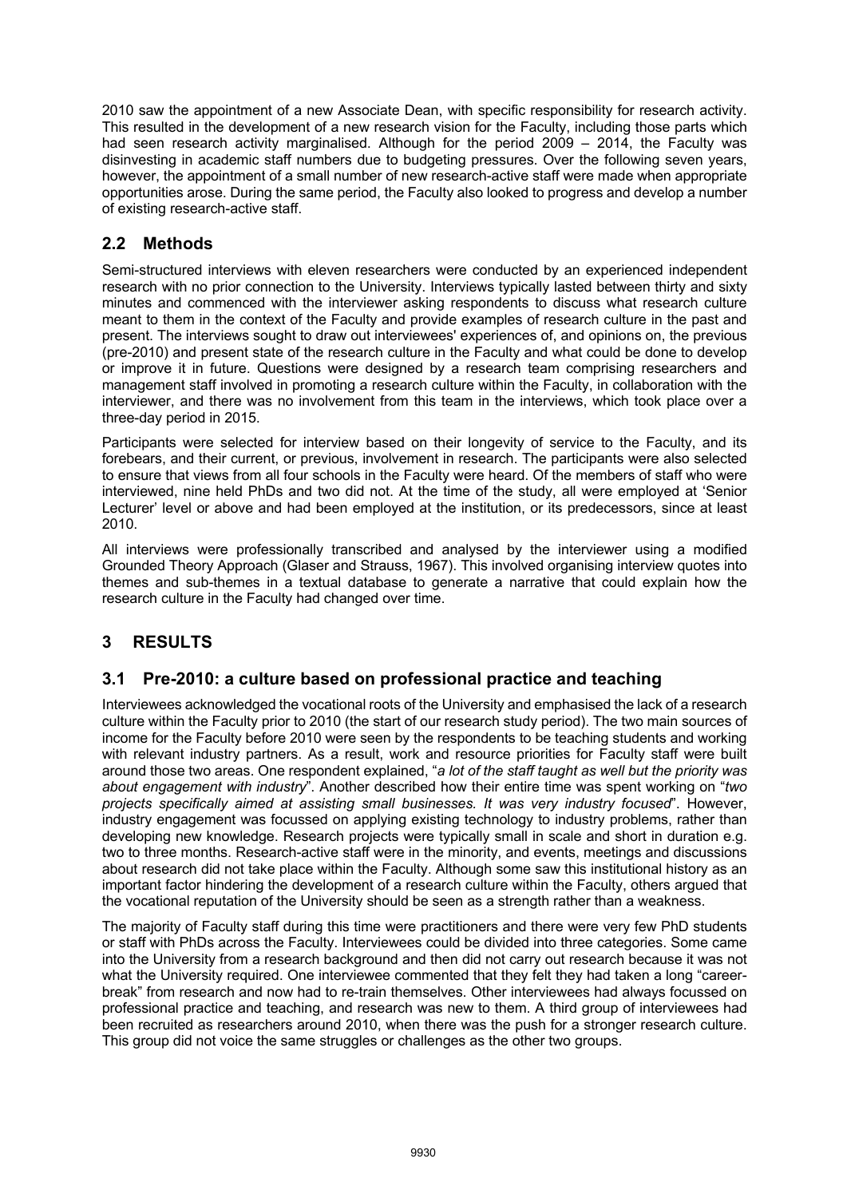2010 saw the appointment of a new Associate Dean, with specific responsibility for research activity. This resulted in the development of a new research vision for the Faculty, including those parts which had seen research activity marginalised. Although for the period 2009 – 2014, the Faculty was disinvesting in academic staff numbers due to budgeting pressures. Over the following seven years, however, the appointment of a small number of new research-active staff were made when appropriate opportunities arose. During the same period, the Faculty also looked to progress and develop a number of existing research-active staff.

## 2.2 Methods

Semi-structured interviews with eleven researchers were conducted by an experienced independent research with no prior connection to the University. Interviews typically lasted between thirty and sixty minutes and commenced with the interviewer asking respondents to discuss what research culture meant to them in the context of the Faculty and provide examples of research culture in the past and present. The interviews sought to draw out interviewees' experiences of, and opinions on, the previous (pre-2010) and present state of the research culture in the Faculty and what could be done to develop or improve it in future. Questions were designed by a research team comprising researchers and management staff involved in promoting a research culture within the Faculty, in collaboration with the interviewer, and there was no involvement from this team in the interviews, which took place over a three-day period in 2015.

Participants were selected for interview based on their longevity of service to the Faculty, and its forebears, and their current, or previous, involvement in research. The participants were also selected to ensure that views from all four schools in the Faculty were heard. Of the members of staff who were interviewed, nine held PhDs and two did not. At the time of the study, all were employed at 'Senior Lecturer' level or above and had been employed at the institution, or its predecessors, since at least 2010.

All interviews were professionally transcribed and analysed by the interviewer using a modified Grounded Theory Approach (Glaser and Strauss, 1967). This involved organising interview quotes into themes and sub-themes in a textual database to generate a narrative that could explain how the research culture in the Faculty had changed over time.

# 3 RESULTS

## 3.1 Pre-2010: a culture based on professional practice and teaching

Interviewees acknowledged the vocational roots of the University and emphasised the lack of a research culture within the Faculty prior to 2010 (the start of our research study period). The two main sources of income for the Faculty before 2010 were seen by the respondents to be teaching students and working with relevant industry partners. As a result, work and resource priorities for Faculty staff were built around those two areas. One respondent explained, "*a lot of the staff taught as well but the priority was about engagement with industry*". Another described how their entire time was spent working on "*two projects specifically aimed at assisting small businesses. It was very industry focused*". However, industry engagement was focussed on applying existing technology to industry problems, rather than developing new knowledge. Research projects were typically small in scale and short in duration e.g. two to three months. Research-active staff were in the minority, and events, meetings and discussions about research did not take place within the Faculty. Although some saw this institutional history as an important factor hindering the development of a research culture within the Faculty, others argued that the vocational reputation of the University should be seen as a strength rather than a weakness.

The majority of Faculty staff during this time were practitioners and there were very few PhD students or staff with PhDs across the Faculty. Interviewees could be divided into three categories. Some came into the University from a research background and then did not carry out research because it was not what the University required. One interviewee commented that they felt they had taken a long "career-break" from research and now had to re-train themselves. Other interviewees had always focussed on professional practice and teaching, and research was new to them. A third group of interviewees had been recruited as researchers around 2010, when there was the push for a stronger research culture. This group did not voice the same struggles or challenges as the other two groups.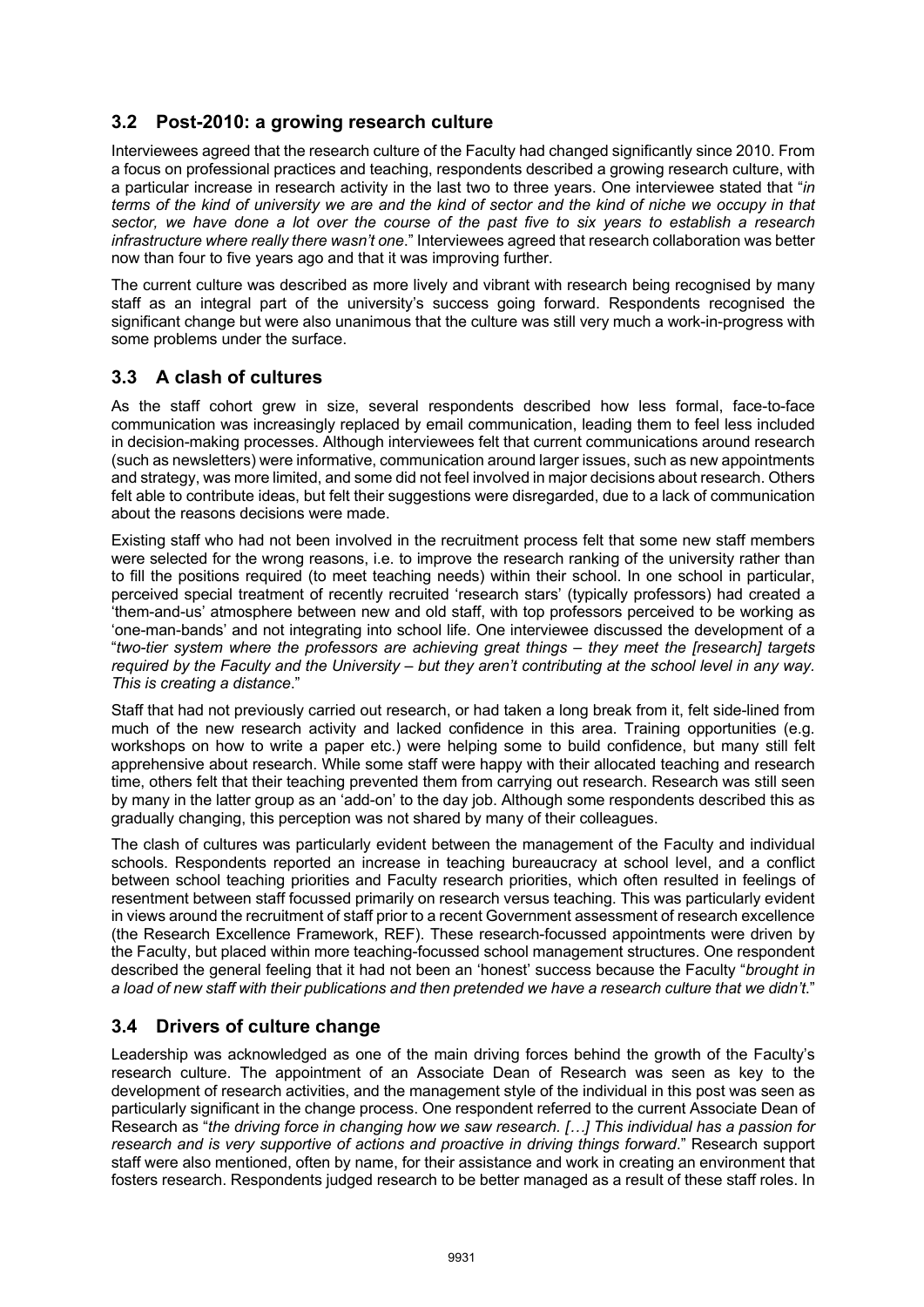## 3.2 Post-2010: a growing research culture

Interviewees agreed that the research culture of the Faculty had changed significantly since 2010. From a focus on professional practices and teaching, respondents described a growing research culture, with a particular increase in research activity in the last two to three years. One interviewee stated that "*in terms of the kind of university we are and the kind of sector and the kind of niche we occupy in that sector, we have done a lot over the course of the past five to six years to establish a research infrastructure where really there wasn't one*." Interviewees agreed that research collaboration was better now than four to five years ago and that it was improving further.

The current culture was described as more lively and vibrant with research being recognised by many staff as an integral part of the university's success going forward. Respondents recognised the significant change but were also unanimous that the culture was still very much a work-in-progress with some problems under the surface.

## 3.3 A clash of cultures

As the staff cohort grew in size, several respondents described how less formal, face-to-face communication was increasingly replaced by email communication, leading them to feel less included in decision-making processes. Although interviewees felt that current communications around research (such as newsletters) were informative, communication around larger issues, such as new appointments and strategy, was more limited, and some did not feel involved in major decisions about research. Others felt able to contribute ideas, but felt their suggestions were disregarded, due to a lack of communication about the reasons decisions were made.

Existing staff who had not been involved in the recruitment process felt that some new staff members were selected for the wrong reasons, i.e. to improve the research ranking of the university rather than to fill the positions required (to meet teaching needs) within their school. In one school in particular, perceived special treatment of recently recruited 'research stars' (typically professors) had created a 'them-and-us' atmosphere between new and old staff, with top professors perceived to be working as 'one-man-bands' and not integrating into school life. One interviewee discussed the development of a "*two-tier system where the professors are achieving great things – they meet the [research] targets required by the Faculty and the University – but they aren't contributing at the school level in any way. This is creating a distance*."

Staff that had not previously carried out research, or had taken a long break from it, felt side-lined from much of the new research activity and lacked confidence in this area. Training opportunities (e.g. workshops on how to write a paper etc.) were helping some to build confidence, but many still felt apprehensive about research. While some staff were happy with their allocated teaching and research time, others felt that their teaching prevented them from carrying out research. Research was still seen by many in the latter group as an 'add-on' to the day job. Although some respondents described this as gradually changing, this perception was not shared by many of their colleagues.

The clash of cultures was particularly evident between the management of the Faculty and individual schools. Respondents reported an increase in teaching bureaucracy at school level, and a conflict between school teaching priorities and Faculty research priorities, which often resulted in feelings of resentment between staff focussed primarily on research versus teaching. This was particularly evident in views around the recruitment of staff prior to a recent Government assessment of research excellence (the Research Excellence Framework, REF). These research-focussed appointments were driven by the Faculty, but placed within more teaching-focussed school management structures. One respondent described the general feeling that it had not been an 'honest' success because the Faculty "*brought in a load of new staff with their publications and then pretended we have a research culture that we didn't*."

## 3.4 Drivers of culture change

Leadership was acknowledged as one of the main driving forces behind the growth of the Faculty's research culture. The appointment of an Associate Dean of Research was seen as key to the development of research activities, and the management style of the individual in this post was seen as particularly significant in the change process. One respondent referred to the current Associate Dean of Research as "*the driving force in changing how we saw research. […] This individual has a passion for research and is very supportive of actions and proactive in driving things forward*." Research support staff were also mentioned, often by name, for their assistance and work in creating an environment that fosters research. Respondents judged research to be better managed as a result of these staff roles. In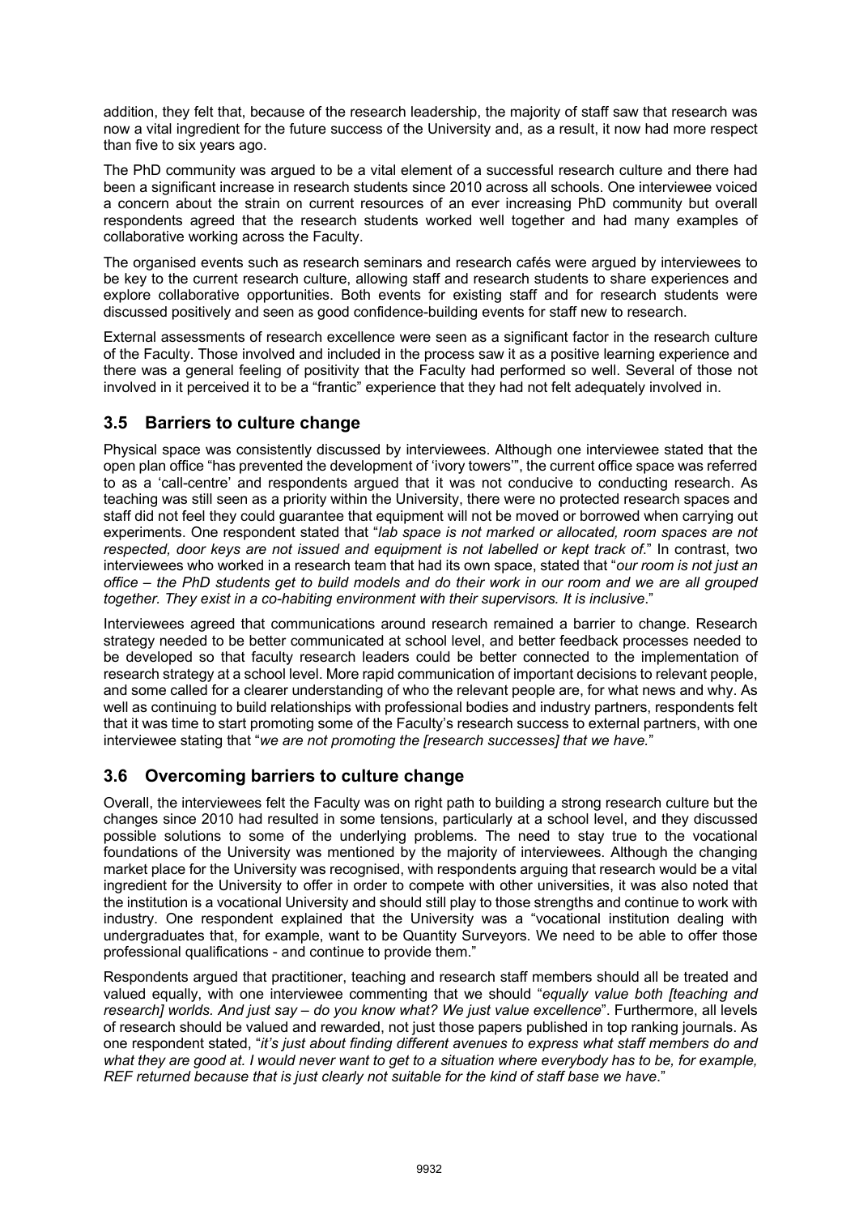addition, they felt that, because of the research leadership, the majority of staff saw that research was now a vital ingredient for the future success of the University and, as a result, it now had more respect than five to six years ago.

The PhD community was argued to be a vital element of a successful research culture and there had been a significant increase in research students since 2010 across all schools. One interviewee voiced a concern about the strain on current resources of an ever increasing PhD community but overall respondents agreed that the research students worked well together and had many examples of collaborative working across the Faculty.

The organised events such as research seminars and research cafés were argued by interviewees to be key to the current research culture, allowing staff and research students to share experiences and explore collaborative opportunities. Both events for existing staff and for research students were discussed positively and seen as good confidence-building events for staff new to research.

External assessments of research excellence were seen as a significant factor in the research culture of the Faculty. Those involved and included in the process saw it as a positive learning experience and there was a general feeling of positivity that the Faculty had performed so well. Several of those not involved in it perceived it to be a "frantic" experience that they had not felt adequately involved in.

## 3.5 Barriers to culture change

Physical space was consistently discussed by interviewees. Although one interviewee stated that the open plan office "has prevented the development of 'ivory towers'", the current office space was referred to as a 'call-centre' and respondents argued that it was not conducive to conducting research. As teaching was still seen as a priority within the University, there were no protected research spaces and staff did not feel they could guarantee that equipment will not be moved or borrowed when carrying out experiments. One respondent stated that "*lab space is not marked or allocated, room spaces are not respected, door keys are not issued and equipment is not labelled or kept track of*." In contrast, two interviewees who worked in a research team that had its own space, stated that "*our room is not just an office – the PhD students get to build models and do their work in our room and we are all grouped together. They exist in a co-habiting environment with their supervisors. It is inclusive*."

Interviewees agreed that communications around research remained a barrier to change. Research strategy needed to be better communicated at school level, and better feedback processes needed to be developed so that faculty research leaders could be better connected to the implementation of research strategy at a school level. More rapid communication of important decisions to relevant people, and some called for a clearer understanding of who the relevant people are, for what news and why. As well as continuing to build relationships with professional bodies and industry partners, respondents felt that it was time to start promoting some of the Faculty's research success to external partners, with one interviewee stating that "*we are not promoting the [research successes] that we have.*"

## 3.6 Overcoming barriers to culture change

Overall, the interviewees felt the Faculty was on right path to building a strong research culture but the changes since 2010 had resulted in some tensions, particularly at a school level, and they discussed possible solutions to some of the underlying problems. The need to stay true to the vocational foundations of the University was mentioned by the majority of interviewees. Although the changing market place for the University was recognised, with respondents arguing that research would be a vital ingredient for the University to offer in order to compete with other universities, it was also noted that the institution is a vocational University and should still play to those strengths and continue to work with industry. One respondent explained that the University was a "vocational institution dealing with undergraduates that, for example, want to be Quantity Surveyors. We need to be able to offer those professional qualifications - and continue to provide them."

Respondents argued that practitioner, teaching and research staff members should all be treated and valued equally, with one interviewee commenting that we should "*equally value both [teaching and research] worlds. And just say – do you know what? We just value excellence*". Furthermore, all levels of research should be valued and rewarded, not just those papers published in top ranking journals. As one respondent stated, "*it's just about finding different avenues to express what staff members do and what they are good at. I would never want to get to a situation where everybody has to be, for example, REF returned because that is just clearly not suitable for the kind of staff base we have*."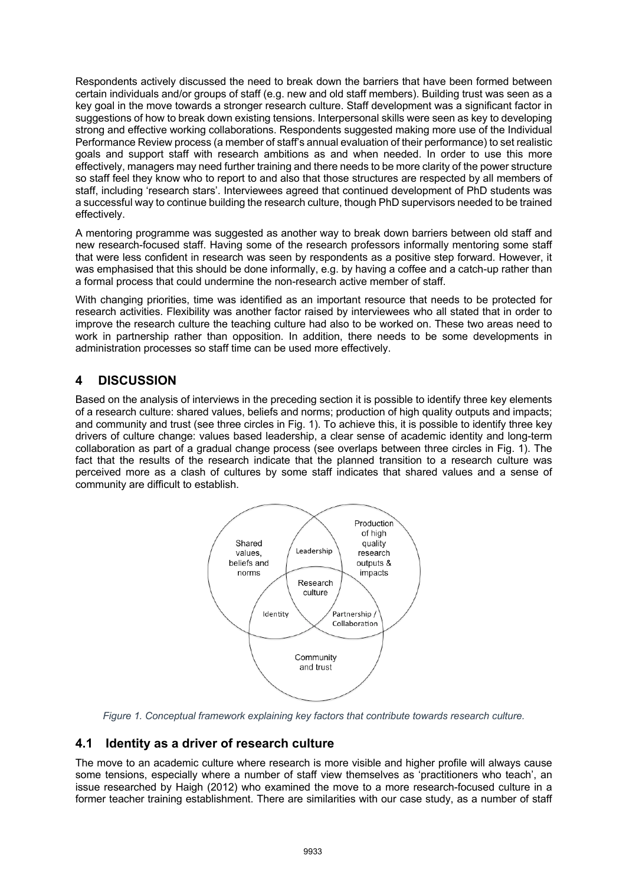Respondents actively discussed the need to break down the barriers that have been formed between certain individuals and/or groups of staff (e.g. new and old staff members). Building trust was seen as a key goal in the move towards a stronger research culture. Staff development was a significant factor in suggestions of how to break down existing tensions. Interpersonal skills were seen as key to developing strong and effective working collaborations. Respondents suggested making more use of the Individual Performance Review process (a member of staff's annual evaluation of their performance) to set realistic goals and support staff with research ambitions as and when needed. In order to use this more effectively, managers may need further training and there needs to be more clarity of the power structure so staff feel they know who to report to and also that those structures are respected by all members of staff, including 'research stars'. Interviewees agreed that continued development of PhD students was a successful way to continue building the research culture, though PhD supervisors needed to be trained effectively.

A mentoring programme was suggested as another way to break down barriers between old staff and new research-focused staff. Having some of the research professors informally mentoring some staff that were less confident in research was seen by respondents as a positive step forward. However, it was emphasised that this should be done informally, e.g. by having a coffee and a catch-up rather than a formal process that could undermine the non-research active member of staff.

With changing priorities, time was identified as an important resource that needs to be protected for research activities. Flexibility was another factor raised by interviewees who all stated that in order to improve the research culture the teaching culture had also to be worked on. These two areas need to work in partnership rather than opposition. In addition, there needs to be some developments in administration processes so staff time can be used more effectively.

# 4 DISCUSSION

Based on the analysis of interviews in the preceding section it is possible to identify three key elements of a research culture: shared values, beliefs and norms; production of high quality outputs and impacts; and community and trust (see three circles in Fig. 1). To achieve this, it is possible to identify three key drivers of culture change: values based leadership, a clear sense of academic identity and long-term collaboration as part of a gradual change process (see overlaps between three circles in Fig. 1). The fact that the results of the research indicate that the planned transition to a research culture was perceived more as a clash of cultures by some staff indicates that shared values and a sense of community are difficult to establish.

*Figure 1. Conceptual framework explaining key factors that contribute towards research culture.*

## 4.1 Identity as a driver of research culture

The move to an academic culture where research is more visible and higher profile will always cause some tensions, especially where a number of staff view themselves as 'practitioners who teach', an issue researched by Haigh (2012) who examined the move to a more research-focused culture in a former teacher training establishment. There are similarities with our case study, as a number of staff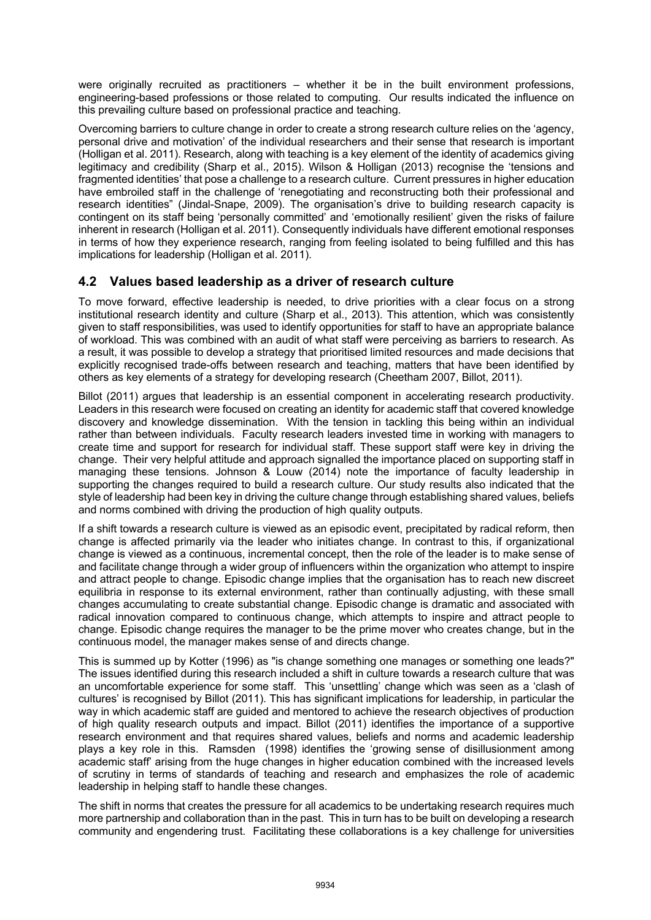were originally recruited as practitioners – whether it be in the built environment professions, engineering-based professions or those related to computing. Our results indicated the influence on this prevailing culture based on professional practice and teaching.

Overcoming barriers to culture change in order to create a strong research culture relies on the 'agency, personal drive and motivation' of the individual researchers and their sense that research is important (Holligan et al. 2011). Research, along with teaching is a key element of the identity of academics giving legitimacy and credibility (Sharp et al., 2015). Wilson & Holligan (2013) recognise the 'tensions and fragmented identities' that pose a challenge to a research culture. Current pressures in higher education have embroiled staff in the challenge of 'renegotiating and reconstructing both their professional and research identities" (Jindal-Snape, 2009). The organisation's drive to building research capacity is contingent on its staff being 'personally committed' and 'emotionally resilient' given the risks of failure inherent in research (Holligan et al. 2011). Consequently individuals have different emotional responses in terms of how they experience research, ranging from feeling isolated to being fulfilled and this has implications for leadership (Holligan et al. 2011).

## 4.2 Values based leadership as a driver of research culture

To move forward, effective leadership is needed, to drive priorities with a clear focus on a strong institutional research identity and culture (Sharp et al., 2013). This attention, which was consistently given to staff responsibilities, was used to identify opportunities for staff to have an appropriate balance of workload. This was combined with an audit of what staff were perceiving as barriers to research. As a result, it was possible to develop a strategy that prioritised limited resources and made decisions that explicitly recognised trade-offs between research and teaching, matters that have been identified by others as key elements of a strategy for developing research (Cheetham 2007, Billot, 2011).

Billot (2011) argues that leadership is an essential component in accelerating research productivity. Leaders in this research were focused on creating an identity for academic staff that covered knowledge discovery and knowledge dissemination. With the tension in tackling this being within an individual rather than between individuals. Faculty research leaders invested time in working with managers to create time and support for research for individual staff. These support staff were key in driving the change. Their very helpful attitude and approach signalled the importance placed on supporting staff in managing these tensions. Johnson & Louw (2014) note the importance of faculty leadership in supporting the changes required to build a research culture. Our study results also indicated that the style of leadership had been key in driving the culture change through establishing shared values, beliefs and norms combined with driving the production of high quality outputs.

If a shift towards a research culture is viewed as an episodic event, precipitated by radical reform, then change is affected primarily via the leader who initiates change. In contrast to this, if organizational change is viewed as a continuous, incremental concept, then the role of the leader is to make sense of and facilitate change through a wider group of influencers within the organization who attempt to inspire and attract people to change. Episodic change implies that the organisation has to reach new discreet equilibria in response to its external environment, rather than continually adjusting, with these small changes accumulating to create substantial change. Episodic change is dramatic and associated with radical innovation compared to continuous change, which attempts to inspire and attract people to change. Episodic change requires the manager to be the prime mover who creates change, but in the continuous model, the manager makes sense of and directs change.

This is summed up by Kotter (1996) as "is change something one manages or something one leads?" The issues identified during this research included a shift in culture towards a research culture that was an uncomfortable experience for some staff. This 'unsettling' change which was seen as a 'clash of cultures' is recognised by Billot (2011). This has significant implications for leadership, in particular the way in which academic staff are guided and mentored to achieve the research objectives of production of high quality research outputs and impact. Billot (2011) identifies the importance of a supportive research environment and that requires shared values, beliefs and norms and academic leadership plays a key role in this. Ramsden (1998) identifies the 'growing sense of disillusionment among academic staff' arising from the huge changes in higher education combined with the increased levels of scrutiny in terms of standards of teaching and research and emphasizes the role of academic leadership in helping staff to handle these changes.

The shift in norms that creates the pressure for all academics to be undertaking research requires much more partnership and collaboration than in the past. This in turn has to be built on developing a research community and engendering trust. Facilitating these collaborations is a key challenge for universities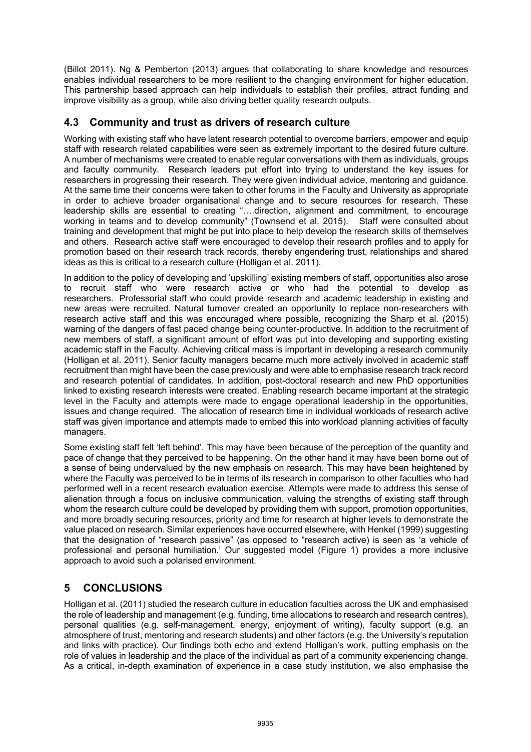(Billot 2011). Ng & Pemberton (2013) argues that collaborating to share knowledge and resources enables individual researchers to be more resilient to the changing environment for higher education. This partnership based approach can help individuals to establish their profiles, attract funding and improve visibility as a group, while also driving better quality research outputs.

## 4.3 Community and trust as drivers of research culture

Working with existing staff who have latent research potential to overcome barriers, empower and equip staff with research related capabilities were seen as extremely important to the desired future culture. A number of mechanisms were created to enable regular conversations with them as individuals, groups and faculty community. Research leaders put effort into trying to understand the key issues for researchers in progressing their research. They were given individual advice, mentoring and guidance. At the same time their concerns were taken to other forums in the Faculty and University as appropriate in order to achieve broader organisational change and to secure resources for research. These leadership skills are essential to creating "….direction, alignment and commitment, to encourage working in teams and to develop community" (Townsend et al. 2015). Staff were consulted about training and development that might be put into place to help develop the research skills of themselves and others. Research active staff were encouraged to develop their research profiles and to apply for promotion based on their research track records, thereby engendering trust, relationships and shared ideas as this is critical to a research culture (Holligan et al. 2011).

In addition to the policy of developing and 'upskilling' existing members of staff, opportunities also arose to recruit staff who were research active or who had the potential to develop as researchers. Professorial staff who could provide research and academic leadership in existing and new areas were recruited. Natural turnover created an opportunity to replace non-researchers with research active staff and this was encouraged where possible, recognizing the Sharp et al. (2015) warning of the dangers of fast paced change being counter-productive. In addition to the recruitment of new members of staff, a significant amount of effort was put into developing and supporting existing academic staff in the Faculty. Achieving critical mass is important in developing a research community (Holligan et al. 2011). Senior faculty managers became much more actively involved in academic staff recruitment than might have been the case previously and were able to emphasise research track record and research potential of candidates. In addition, post-doctoral research and new PhD opportunities linked to existing research interests were created. Enabling research became important at the strategic level in the Faculty and attempts were made to engage operational leadership in the opportunities, issues and change required. The allocation of research time in individual workloads of research active staff was given importance and attempts made to embed this into workload planning activities of faculty managers.

Some existing staff felt 'left behind'. This may have been because of the perception of the quantity and pace of change that they perceived to be happening. On the other hand it may have been borne out of a sense of being undervalued by the new emphasis on research. This may have been heightened by where the Faculty was perceived to be in terms of its research in comparison to other faculties who had performed well in a recent research evaluation exercise. Attempts were made to address this sense of alienation through a focus on inclusive communication, valuing the strengths of existing staff through whom the research culture could be developed by providing them with support, promotion opportunities, and more broadly securing resources, priority and time for research at higher levels to demonstrate the value placed on research. Similar experiences have occurred elsewhere, with Henkel (1999) suggesting that the designation of "research passive" (as opposed to "research active) is seen as 'a vehicle of professional and personal humiliation.' Our suggested model (Figure 1) provides a more inclusive approach to avoid such a polarised environment.

# 5 CONCLUSIONS

Holligan et al. (2011) studied the research culture in education faculties across the UK and emphasised the role of leadership and management (e.g. funding, time allocations to research and research centres), personal qualities (e.g. self-management, energy, enjoyment of writing), faculty support (e.g. an atmosphere of trust, mentoring and research students) and other factors (e.g. the University's reputation and links with practice). Our findings both echo and extend Holligan's work, putting emphasis on the role of values in leadership and the place of the individual as part of a community experiencing change. As a critical, in-depth examination of experience in a case study institution, we also emphasise the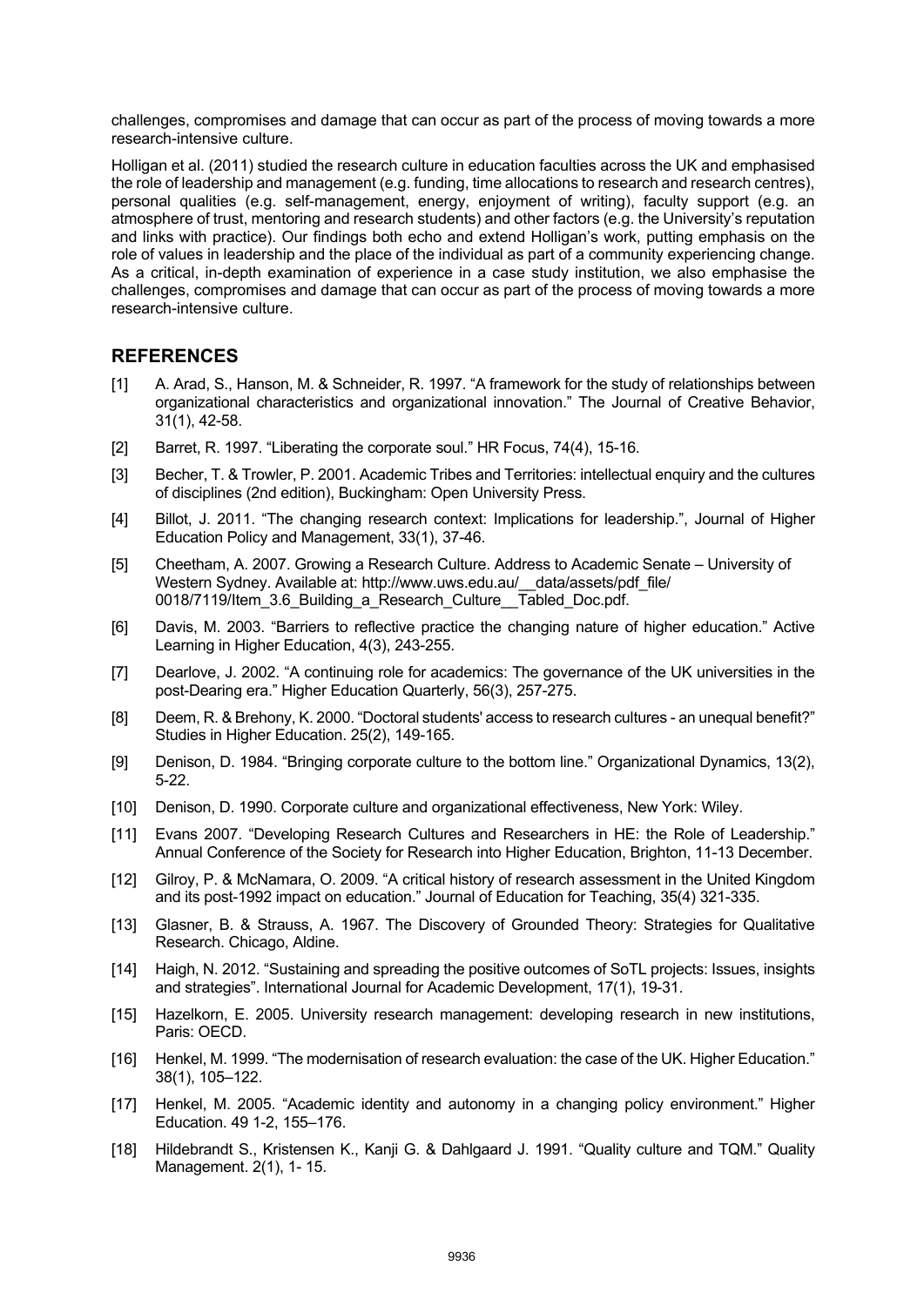challenges, compromises and damage that can occur as part of the process of moving towards a more research-intensive culture.

Holligan et al. (2011) studied the research culture in education faculties across the UK and emphasised the role of leadership and management (e.g. funding, time allocations to research and research centres), personal qualities (e.g. self-management, energy, enjoyment of writing), faculty support (e.g. an atmosphere of trust, mentoring and research students) and other factors (e.g. the University's reputation and links with practice). Our findings both echo and extend Holligan's work, putting emphasis on the role of values in leadership and the place of the individual as part of a community experiencing change. As a critical, in-depth examination of experience in a case study institution, we also emphasise the challenges, compromises and damage that can occur as part of the process of moving towards a more research-intensive culture.

## REFERENCES

[1] A. Arad, S., Hanson, M. & Schneider, R. 1997. "A framework for the study of relationships between organizational characteristics and organizational innovation." The Journal of Creative Behavior, 31(1), 42-58.

[2] Barret, R. 1997. "Liberating the corporate soul." HR Focus, 74(4), 15-16.

[3] Becher, T. & Trowler, P. 2001. Academic Tribes and Territories: intellectual enquiry and the cultures of disciplines (2nd edition), Buckingham: Open University Press.

[4] Billot, J. 2011. "The changing research context: Implications for leadership.", Journal of Higher Education Policy and Management, 33(1), 37-46.

[5] Cheetham, A. 2007. Growing a Research Culture. Address to Academic Senate – University of Western Sydney. Available at: http://www.uws.edu.au/__data/assets/pdf_file/0018/7119/Item_3.6_Building_a_Research_Culture__Tabled_Doc.pdf.

[6] Davis, M. 2003. "Barriers to reflective practice the changing nature of higher education." Active Learning in Higher Education, 4(3), 243-255.

[7] Dearlove, J. 2002. "A continuing role for academics: The governance of the UK universities in the post-Dearing era." Higher Education Quarterly, 56(3), 257-275.

[8] Deem, R. & Brehony, K. 2000. "Doctoral students' access to research cultures - an unequal benefit?" Studies in Higher Education. 25(2), 149-165.

[9] Denison, D. 1984. "Bringing corporate culture to the bottom line." Organizational Dynamics, 13(2), 5-22.

[10] Denison, D. 1990. Corporate culture and organizational effectiveness, New York: Wiley.

[11] Evans 2007. "Developing Research Cultures and Researchers in HE: the Role of Leadership." Annual Conference of the Society for Research into Higher Education, Brighton, 11-13 December.

[12] Gilroy, P. & McNamara, O. 2009. "A critical history of research assessment in the United Kingdom and its post-1992 impact on education." Journal of Education for Teaching, 35(4) 321-335.

[13] Glasner, B. & Strauss, A. 1967. The Discovery of Grounded Theory: Strategies for Qualitative Research. Chicago, Aldine.

[14] Haigh, N. 2012. "Sustaining and spreading the positive outcomes of SoTL projects: Issues, insights and strategies". International Journal for Academic Development, 17(1), 19-31.

[15] Hazelkorn, E. 2005. University research management: developing research in new institutions, Paris: OECD.

[16] Henkel, M. 1999. "The modernisation of research evaluation: the case of the UK. Higher Education." 38(1), 105–122.

[17] Henkel, M. 2005. "Academic identity and autonomy in a changing policy environment." Higher Education. 49 1-2, 155–176.

[18] Hildebrandt S., Kristensen K., Kanji G. & Dahlgaard J. 1991. "Quality culture and TQM." Quality Management. 2(1), 1- 15.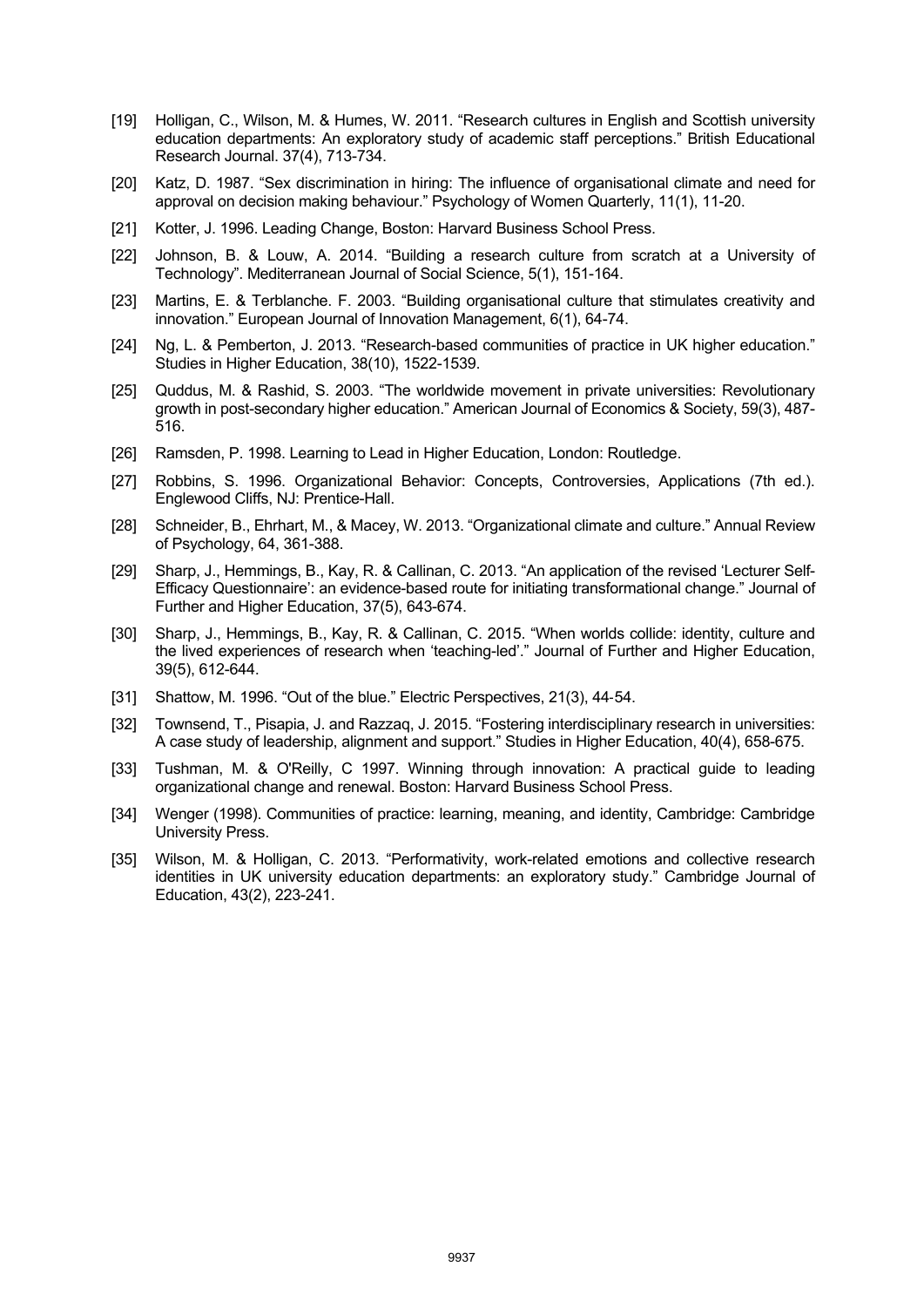[19] Holligan, C., Wilson, M. & Humes, W. 2011. “Research cultures in English and Scottish university education departments: An exploratory study of academic staff perceptions.” British Educational Research Journal. 37(4), 713-734.

[20] Katz, D. 1987. “Sex discrimination in hiring: The influence of organisational climate and need for approval on decision making behaviour.” Psychology of Women Quarterly, 11(1), 11-20.

[21] Kotter, J. 1996. Leading Change, Boston: Harvard Business School Press.

[22] Johnson, B. & Louw, A. 2014. “Building a research culture from scratch at a University of Technology”. Mediterranean Journal of Social Science, 5(1), 151-164.

[23] Martins, E. & Terblanche. F. 2003. “Building organisational culture that stimulates creativity and innovation.” European Journal of Innovation Management, 6(1), 64-74.

[24] Ng, L. & Pemberton, J. 2013. “Research-based communities of practice in UK higher education.” Studies in Higher Education, 38(10), 1522-1539.

[25] Quddus, M. & Rashid, S. 2003. “The worldwide movement in private universities: Revolutionary growth in post-secondary higher education.” American Journal of Economics & Society, 59(3), 487-516.

[26] Ramsden, P. 1998. Learning to Lead in Higher Education, London: Routledge.

[27] Robbins, S. 1996. Organizational Behavior: Concepts, Controversies, Applications (7th ed.). Englewood Cliffs, NJ: Prentice-Hall.

[28] Schneider, B., Ehrhart, M., & Macey, W. 2013. “Organizational climate and culture.” Annual Review of Psychology, 64, 361-388.

[29] Sharp, J., Hemmings, B., Kay, R. & Callinan, C. 2013. “An application of the revised ‘Lecturer Self-Efficacy Questionnaire’: an evidence-based route for initiating transformational change.” Journal of Further and Higher Education, 37(5), 643-674.

[30] Sharp, J., Hemmings, B., Kay, R. & Callinan, C. 2015. “When worlds collide: identity, culture and the lived experiences of research when ‘teaching-led’.” Journal of Further and Higher Education, 39(5), 612-644.

[31] Shattow, M. 1996. “Out of the blue.” Electric Perspectives, 21(3), 44-54.

[32] Townsend, T., Pisapia, J. and Razzaq, J. 2015. “Fostering interdisciplinary research in universities: A case study of leadership, alignment and support.” Studies in Higher Education, 40(4), 658-675.

[33] Tushman, M. & O'Reilly, C 1997. Winning through innovation: A practical guide to leading organizational change and renewal. Boston: Harvard Business School Press.

[34] Wenger (1998). Communities of practice: learning, meaning, and identity, Cambridge: Cambridge University Press.

[35] Wilson, M. & Holligan, C. 2013. “Performativity, work-related emotions and collective research identities in UK university education departments: an exploratory study.” Cambridge Journal of Education, 43(2), 223-241.